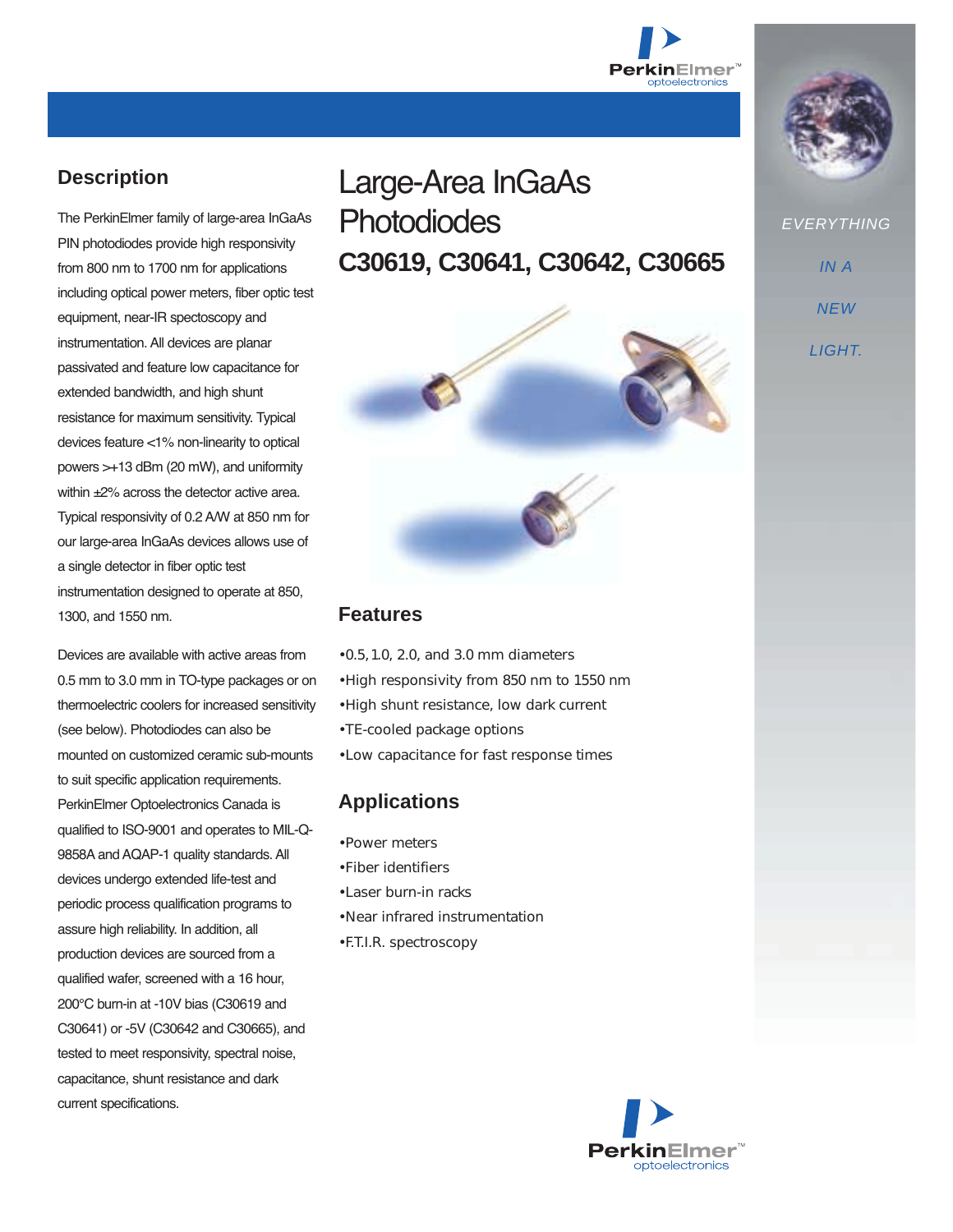# Large-Area InGaAs Photodiodes

## C30619, C30641, C30642, C30665

## Description

The PerkinElmer family of large-area InGaAs PIN photodiodes provide high responsivity from 800 nm to 1700 nm for applications including optical power meters, fiber optic test equipment, near-IR spectoscopy and instrumentation. All devices are planar passivated and feature low capacitance for extended bandwidth, and high shunt resistance for maximum sensitivity. Typical devices feature <1% non-linearity to optical powers >+13 dBm (20 mW), and uniformity within ±2% across the detector active area. Typical responsivity of 0.2 A/W at 850 nm for our large-area InGaAs devices allows use of a single detector in fiber optic test instrumentation designed to operate at 850, 1300, and 1550 nm.

Devices are available with active areas from 0.5 mm to 3.0 mm in TO-type packages or on thermoelectric coolers for increased sensitivity (see below). Photodiodes can also be mounted on customized ceramic sub-mounts to suit specific application requirements. PerkinElmer Optoelectronics Canada is qualified to ISO-9001 and operates to MIL-Q-9858A and AQAP-1 quality standards. All devices undergo extended life-test and periodic process qualification programs to assure high reliability. In addition, all production devices are sourced from a qualified wafer, screened with a 16 hour, 200°C burn-in at -10V bias (C30619 and C30641) or -5V (C30642 and C30665), and tested to meet responsivity, spectral noise, capacitance, shunt resistance and dark current specifications.

## Features

- 0.5, 1.0, 2.0, and 3.0 mm diameters
- High responsivity from 850 nm to 1550 nm
- High shunt resistance, low dark current
- TE-cooled package options
- Low capacitance for fast response times

## Applications

- Power meters
- Fiber identifiers
- Laser burn-in racks
- Near infrared instrumentation
- F.T.I.R. spectroscopy

EVERYTHING IN A NEW LIGHT.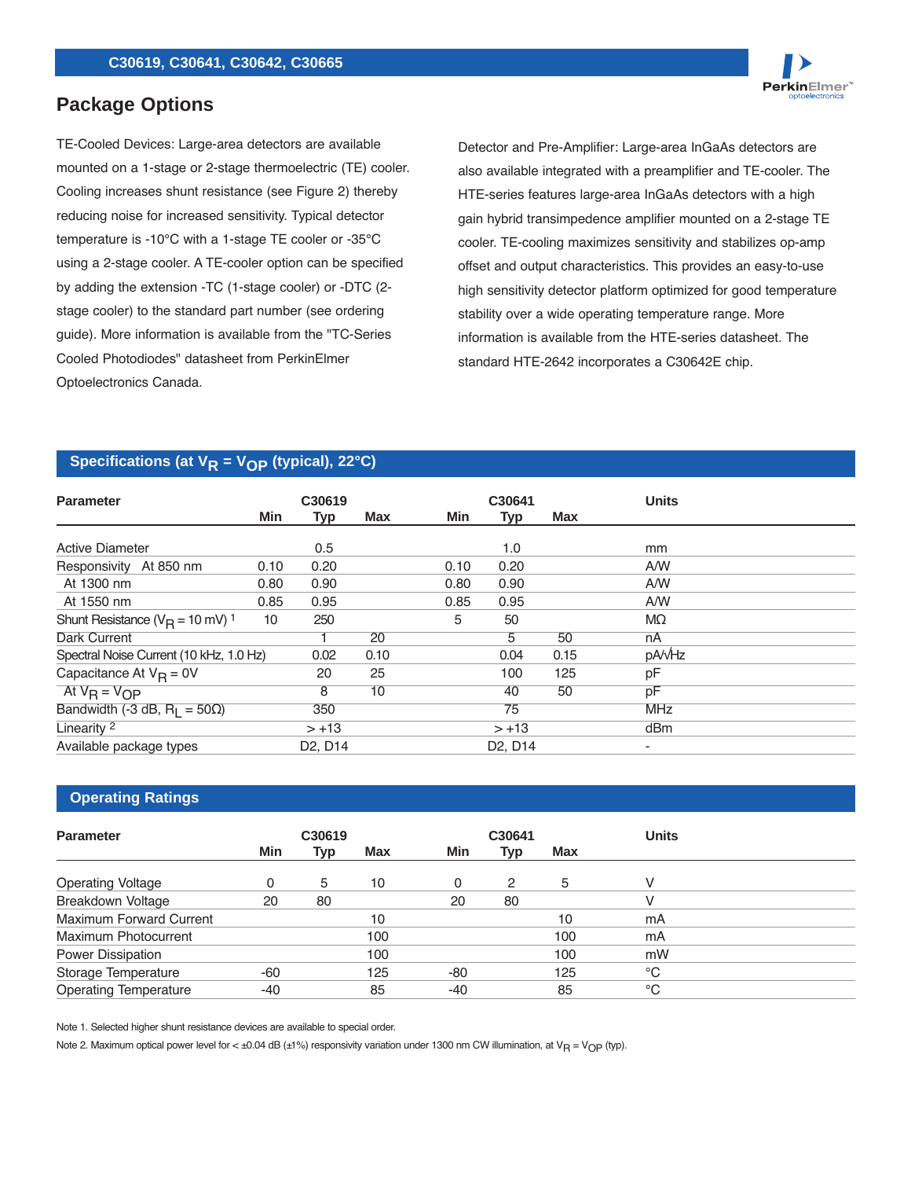## Package Options

TE-Cooled Devices: Large-area detectors are available mounted on a 1-stage or 2-stage thermoelectric (TE) cooler. Cooling increases shunt resistance (see Figure 2) thereby reducing noise for increased sensitivity. Typical detector temperature is -10°C with a 1-stage TE cooler or -35°C using a 2-stage cooler. A TE-cooler option can be specified by adding the extension -TC (1-stage cooler) or -DTC (2-stage cooler) to the standard part number (see ordering guide). More information is available from the "TC-Series Cooled Photodiodes" datasheet from PerkinElmer Optoelectronics Canada.

Detector and Pre-Amplifier: Large-area InGaAs detectors are also available integrated with a preamplifier and TE-cooler. The HTE-series features large-area InGaAs detectors with a high gain hybrid transimpedence amplifier mounted on a 2-stage TE cooler. TE-cooling maximizes sensitivity and stabilizes op-amp offset and output characteristics. This provides an easy-to-use high sensitivity detector platform optimized for good temperature stability over a wide operating temperature range. More information is available from the HTE-series datasheet. The standard HTE-2642 incorporates a C30642E chip.

## Specifications (at $V_R = V_{OP}$ (typical), 22°C)

| Parameter | C30619 | | | C30641 | | | Units |
|---|---|---|---|---|---|---|---|
| | Min | Typ | Max | Min | Typ | Max | |
| Active Diameter | | 0.5 | | | 1.0 | | mm |
| Responsivity At 850 nm | 0.10 | 0.20 | | 0.10 | 0.20 | | A/W |
| At 1300 nm | 0.80 | 0.90 | | 0.80 | 0.90 | | A/W |
| At 1550 nm | 0.85 | 0.95 | | 0.85 | 0.95 | | A/W |
| Shunt Resistance ($V_R$ = 10 mV) [1] | 10 | 250 | | 5 | 50 | | MΩ |
| Dark Current | | 1 | 20 | | 5 | 50 | nA |
| Spectral Noise Current (10 kHz, 1.0 Hz) | | 0.02 | 0.10 | | 0.04 | 0.15 | pA/√Hz |
| Capacitance At $V_R$ = 0V | | 20 | 25 | | 100 | 125 | pF |
| At $V_R = V_{OP}$ | | 8 | 10 | | 40 | 50 | pF |
| Bandwidth (-3 dB, $R_L$ = 50Ω) | | 350 | | | 75 | | MHz |
| Linearity [2] | | > +13 | | | > +13 | | dBm |
| Available package types | | D2, D14 | | | D2, D14 | | - |

## Operating Ratings

| Parameter | C30619 | | | C30641 | | | Units |
|---|---|---|---|---|---|---|---|
| | Min | Typ | Max | Min | Typ | Max | |
| Operating Voltage | 0 | 5 | 10 | 0 | 2 | 5 | V |
| Breakdown Voltage | 20 | 80 | | 20 | 80 | | V |
| Maximum Forward Current | | | 10 | | | 10 | mA |
| Maximum Photocurrent | | | 100 | | | 100 | mA |
| Power Dissipation | | | 100 | | | 100 | mW |
| Storage Temperature | -60 | | 125 | -80 | | 125 | °C |
| Operating Temperature | -40 | | 85 | -40 | | 85 | °C |

Note 1. Selected higher shunt resistance devices are available to special order.

Note 2. Maximum optical power level for < ±0.04 dB (±1%) responsivity variation under 1300 nm CW illumination, at $V_R = V_{OP}$ (typ).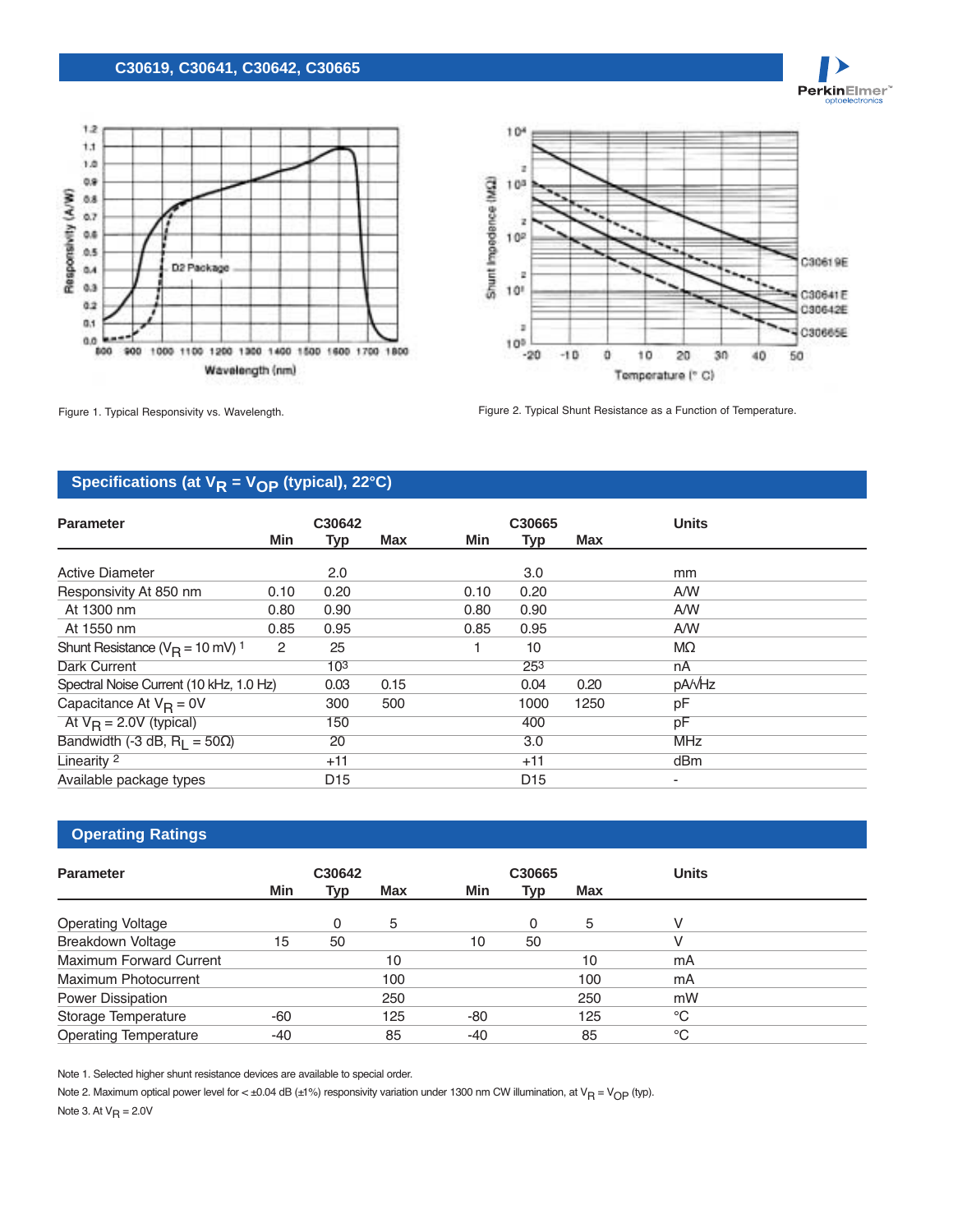Figure 1. Typical Responsivity vs. Wavelength.

Figure 2. Typical Shunt Resistance as a Function of Temperature.

## Specifications (at $V_R = V_{OP}$ (typical), 22°C)

| Parameter | C30642 Min | C30642 Typ | C30642 Max | C30665 Min | C30665 Typ | C30665 Max | Units |
|---|---|---|---|---|---|---|---|
| Active Diameter | | 2.0 | | | 3.0 | | mm |
| Responsivity At 850 nm | 0.10 | 0.20 | | 0.10 | 0.20 | | A/W |
| At 1300 nm | 0.80 | 0.90 | | 0.80 | 0.90 | | A/W |
| At 1550 nm | 0.85 | 0.95 | | 0.85 | 0.95 | | A/W |
| Shunt Resistance ($V_R$ = 10 mV) [1] | 2 | 25 | | 1 | 10 | | MΩ |
| Dark Current | | 10[3] | | | 25[3] | | nA |
| Spectral Noise Current (10 kHz, 1.0 Hz) | | 0.03 | 0.15 | | 0.04 | 0.20 | pA/√Hz |
| Capacitance At $V_R$ = 0V | | 300 | 500 | | 1000 | 1250 | pF |
| At $V_R$ = 2.0V (typical) | | 150 | | | 400 | | pF |
| Bandwidth (-3 dB, $R_L$ = 50Ω) | | 20 | | | 3.0 | | MHz |
| Linearity [2] | | +11 | | | +11 | | dBm |
| Available package types | | D15 | | | D15 | | - |

## Operating Ratings

| Parameter | C30642 Min | C30642 Typ | C30642 Max | C30665 Min | C30665 Typ | C30665 Max | Units |
|---|---|---|---|---|---|---|---|
| Operating Voltage | | 0 | 5 | | 0 | 5 | V |
| Breakdown Voltage | 15 | 50 | | 10 | 50 | | V |
| Maximum Forward Current | | | 10 | | | 10 | mA |
| Maximum Photocurrent | | | 100 | | | 100 | mA |
| Power Dissipation | | | 250 | | | 250 | mW |
| Storage Temperature | -60 | | 125 | -80 | | 125 | °C |
| Operating Temperature | -40 | | 85 | -40 | | 85 | °C |

Note 1. Selected higher shunt resistance devices are available to special order.

Note 2. Maximum optical power level for < ±0.04 dB (±1%) responsivity variation under 1300 nm CW illumination, at $V_R = V_{OP}$ (typ).

Note 3. At $V_R$ = 2.0V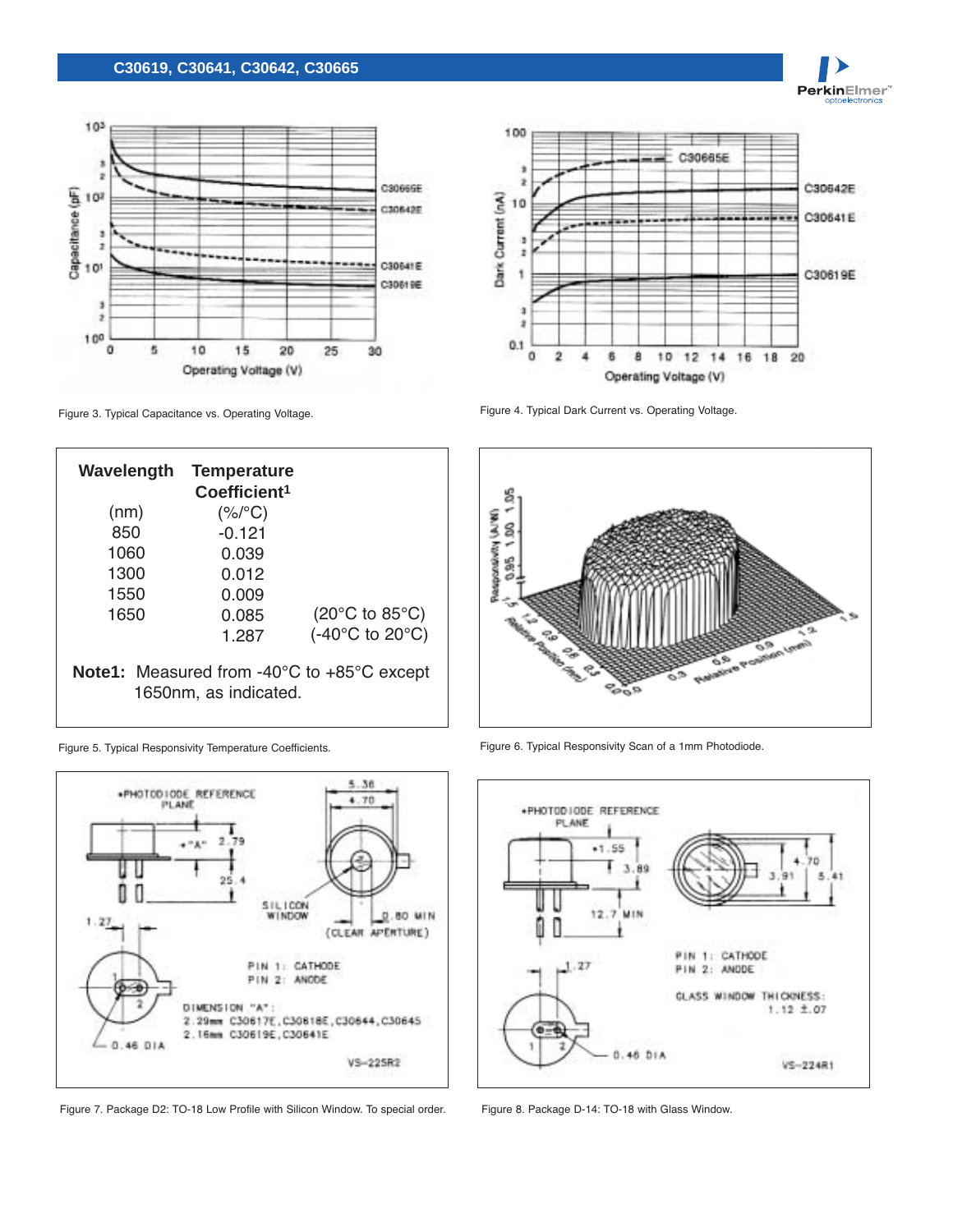Figure 3. Typical Capacitance vs. Operating Voltage.

Figure 4. Typical Dark Current vs. Operating Voltage.

| Wavelength (nm) | Temperature Coefficient[1] (%/°C) | |
|---|---|---|
| 850 | -0.121 | |
| 1060 | 0.039 | |
| 1300 | 0.012 | |
| 1550 | 0.009 | |
| 1650 | 0.085 | (20°C to 85°C) |
| | 1.287 | (-40°C to 20°C) |

**Note1:** Measured from -40°C to +85°C except 1650nm, as indicated.

Figure 5. Typical Responsivity Temperature Coefficients.

Figure 6. Typical Responsivity Scan of a 1mm Photodiode.

Figure 7. Package D2: TO-18 Low Profile with Silicon Window. To special order.

Figure 8. Package D-14: TO-18 with Glass Window.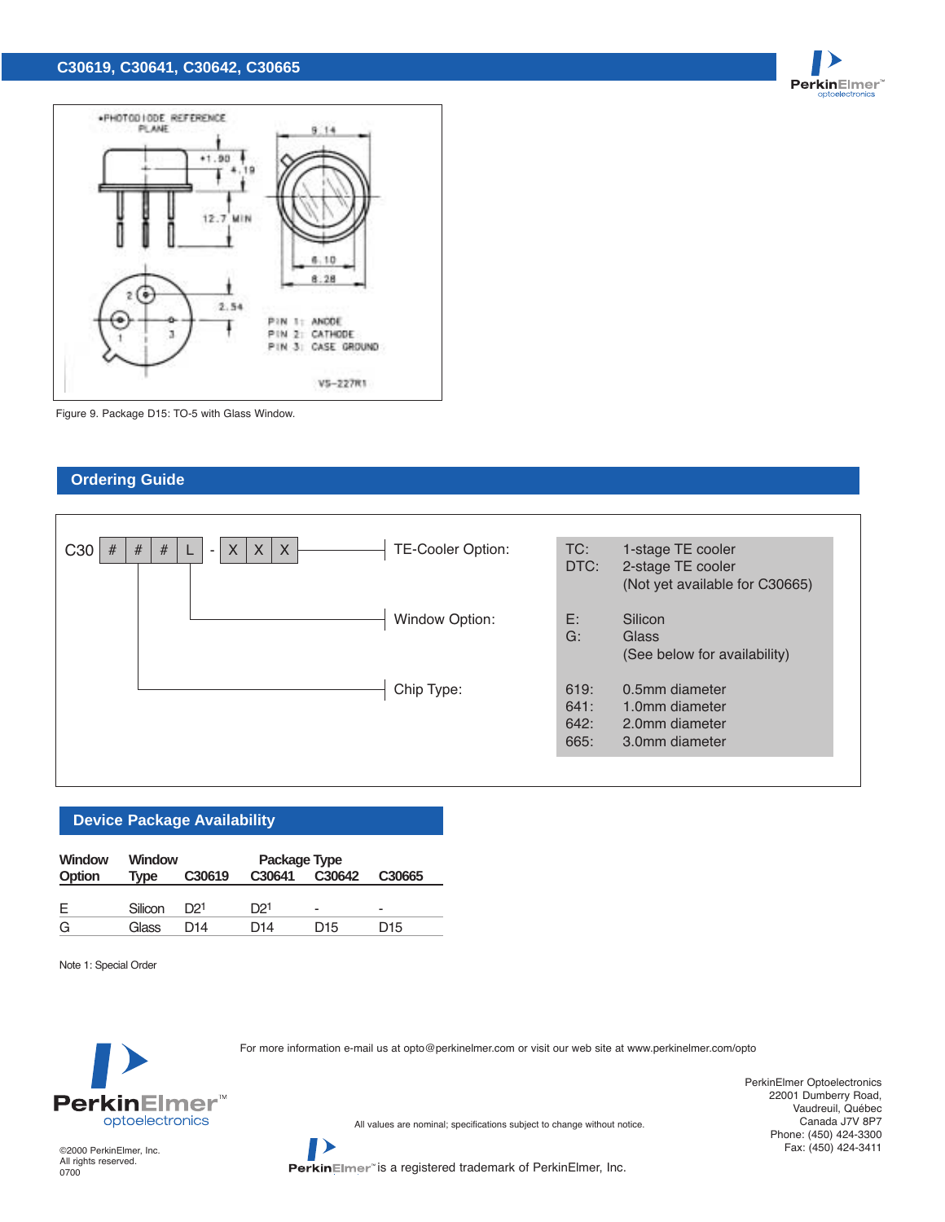*PHOTODIODE REFERENCE PLANE

9.14

+1.90

4.19

12.7 MIN

6.10

8.28

2.54

2

1

3

PIN 1: ANODE
PIN 2: CATHODE
PIN 3: CASE GROUND

VS-227R1

Figure 9. Package D15: TO-5 with Glass Window.

## Ordering Guide

C30 # # # L - X X X

TE-Cooler Option:

| | |
|---|---|
| TC: | 1-stage TE cooler |
| DTC: | 2-stage TE cooler (Not yet available for C30665) |

Window Option:

| | |
|---|---|
| E: | Silicon |
| G: | Glass (See below for availability) |

Chip Type:

| | |
|---|---|
| 619: | 0.5mm diameter |
| 641: | 1.0mm diameter |
| 642: | 2.0mm diameter |
| 665: | 3.0mm diameter |

## Device Package Availability

| Window Option | Window Type | Package Type C30619 | C30641 | C30642 | C30665 |
|---|---|---|---|---|---|
| E | Silicon | D2[1] | D2[1] | - | - |
| G | Glass | D14 | D14 | D15 | D15 |

Note 1: Special Order

For more information e-mail us at opto@perkinelmer.com or visit our web site at www.perkinelmer.com/opto

PerkinElmer Optoelectronics
22001 Dumberry Road,
Vaudreuil, Québec
Canada J7V 8P7
Phone: (450) 424-3300
Fax: (450) 424-3411

All values are nominal; specifications subject to change without notice.

©2000 PerkinElmer, Inc.
All rights reserved.
0700

PerkinElmer™ is a registered trademark of PerkinElmer, Inc.